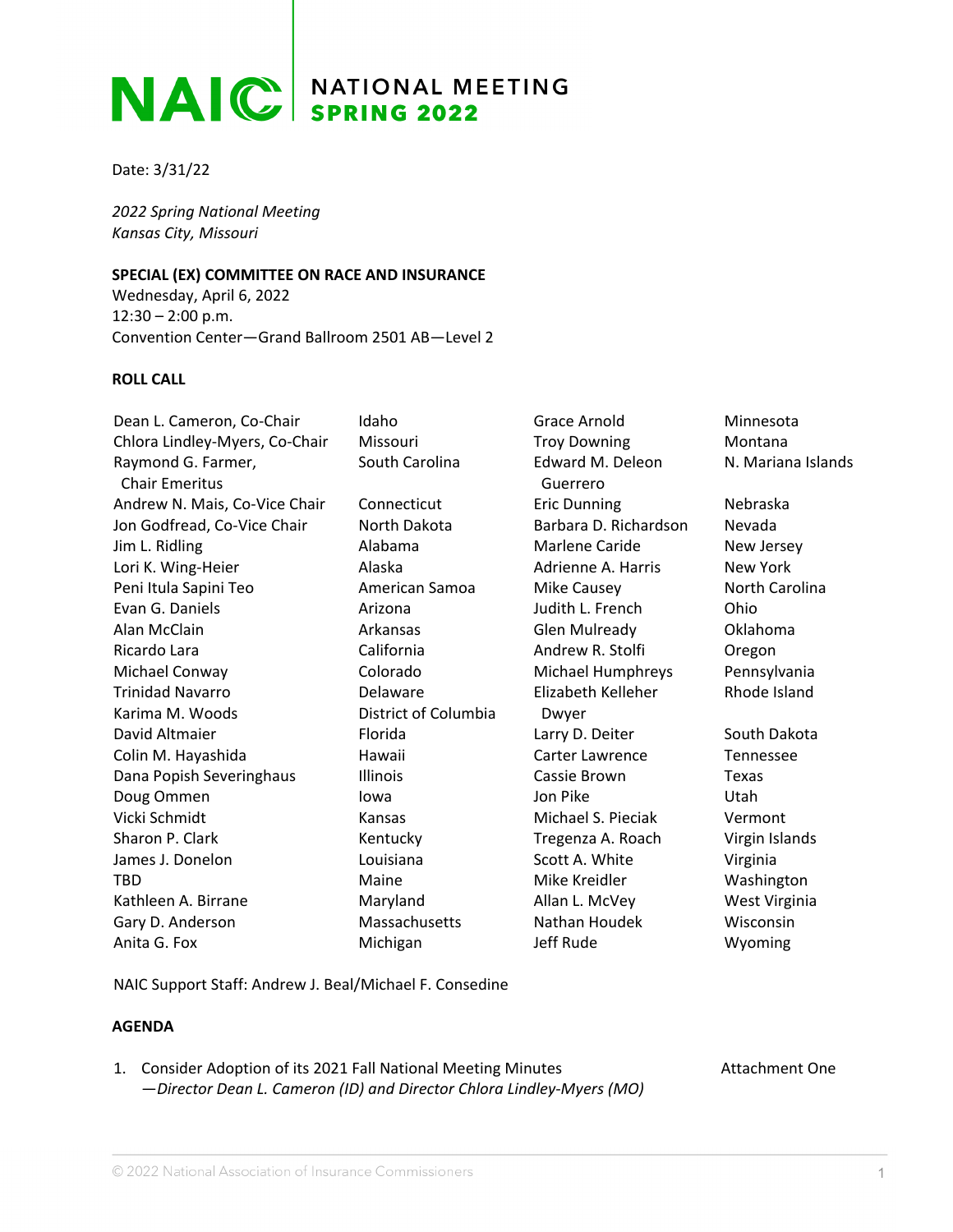# NAIC NATIONAL MEETING SPRING 2022

Date: 3/31/22

*2022 Spring National Meeting*
*Kansas City, Missouri*

**SPECIAL (EX) COMMITTEE ON RACE AND INSURANCE**
Wednesday, April 6, 2022
12:30 – 2:00 p.m.
Convention Center—Grand Ballroom 2501 AB—Level 2

**ROLL CALL**

| | | | |
|---|---|---|---|
| Dean L. Cameron, Co-Chair | Idaho | Grace Arnold | Minnesota |
| Chlora Lindley-Myers, Co-Chair | Missouri | Troy Downing | Montana |
| Raymond G. Farmer, Chair Emeritus | South Carolina | Edward M. Deleon Guerrero | N. Mariana Islands |
| Andrew N. Mais, Co-Vice Chair | Connecticut | Eric Dunning | Nebraska |
| Jon Godfread, Co-Vice Chair | North Dakota | Barbara D. Richardson | Nevada |
| Jim L. Ridling | Alabama | Marlene Caride | New Jersey |
| Lori K. Wing-Heier | Alaska | Adrienne A. Harris | New York |
| Peni Itula Sapini Teo | American Samoa | Mike Causey | North Carolina |
| Evan G. Daniels | Arizona | Judith L. French | Ohio |
| Alan McClain | Arkansas | Glen Mulready | Oklahoma |
| Ricardo Lara | California | Andrew R. Stolfi | Oregon |
| Michael Conway | Colorado | Michael Humphreys | Pennsylvania |
| Trinidad Navarro | Delaware | Elizabeth Kelleher Dwyer | Rhode Island |
| Karima M. Woods | District of Columbia | | |
| David Altmaier | Florida | Larry D. Deiter | South Dakota |
| Colin M. Hayashida | Hawaii | Carter Lawrence | Tennessee |
| Dana Popish Severinghaus | Illinois | Cassie Brown | Texas |
| Doug Ommen | Iowa | Jon Pike | Utah |
| Vicki Schmidt | Kansas | Michael S. Pieciak | Vermont |
| Sharon P. Clark | Kentucky | Tregenza A. Roach | Virgin Islands |
| James J. Donelon | Louisiana | Scott A. White | Virginia |
| TBD | Maine | Mike Kreidler | Washington |
| Kathleen A. Birrane | Maryland | Allan L. McVey | West Virginia |
| Gary D. Anderson | Massachusetts | Nathan Houdek | Wisconsin |
| Anita G. Fox | Michigan | Jeff Rude | Wyoming |

NAIC Support Staff: Andrew J. Beal/Michael F. Consedine

**AGENDA**

1. Consider Adoption of its 2021 Fall National Meeting Minutes — Attachment One
   *—Director Dean L. Cameron (ID) and Director Chlora Lindley-Myers (MO)*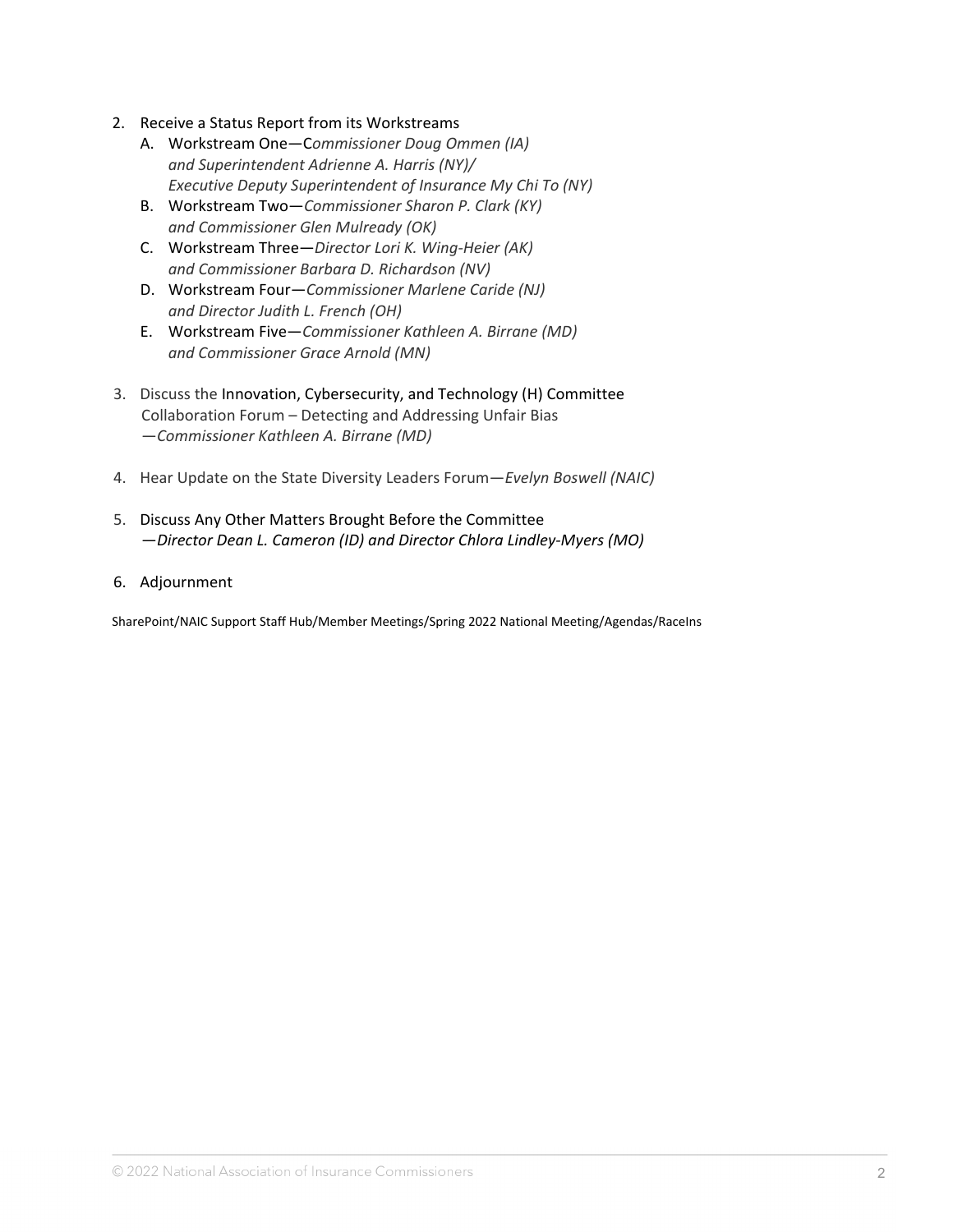2. Receive a Status Report from its Workstreams
   A. Workstream One—*Commissioner Doug Ommen (IA) and Superintendent Adrienne A. Harris (NY)/ Executive Deputy Superintendent of Insurance My Chi To (NY)*
   B. Workstream Two—*Commissioner Sharon P. Clark (KY) and Commissioner Glen Mulready (OK)*
   C. Workstream Three—*Director Lori K. Wing-Heier (AK) and Commissioner Barbara D. Richardson (NV)*
   D. Workstream Four—*Commissioner Marlene Caride (NJ) and Director Judith L. French (OH)*
   E. Workstream Five—*Commissioner Kathleen A. Birrane (MD) and Commissioner Grace Arnold (MN)*

3. Discuss the Innovation, Cybersecurity, and Technology (H) Committee Collaboration Forum – Detecting and Addressing Unfair Bias —*Commissioner Kathleen A. Birrane (MD)*

4. Hear Update on the State Diversity Leaders Forum—*Evelyn Boswell (NAIC)*

5. Discuss Any Other Matters Brought Before the Committee —*Director Dean L. Cameron (ID) and Director Chlora Lindley-Myers (MO)*

6. Adjournment

SharePoint/NAIC Support Staff Hub/Member Meetings/Spring 2022 National Meeting/Agendas/RaceIns